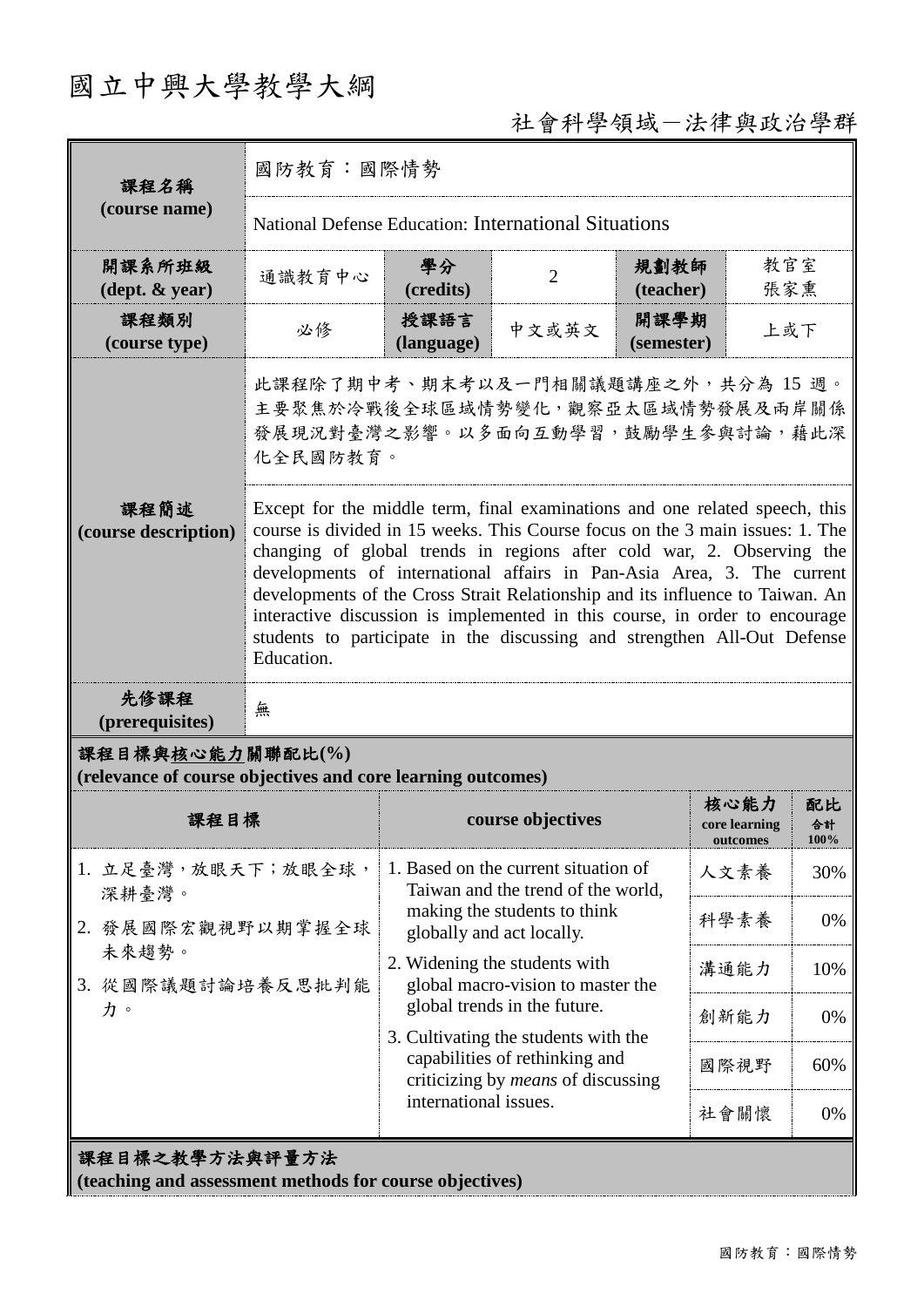# 國立中興大學教學大綱

社會科學領域－法律與政治學群

| 課程名稱 (course name) | 國防教育：國際情勢 | | | | |
|---|---|---|---|---|---|
| | National Defense Education: International Situations | | | | |
| 開課系所班級 (dept. & year) | 通識教育中心 | 學分 (credits) | 2 | 規劃教師 (teacher) | 教官室 張家熏 |
| 課程類別 (course type) | 必修 | 授課語言 (language) | 中文或英文 | 開課學期 (semester) | 上或下 |
| 課程簡述 (course description) | 此課程除了期中考、期末考以及一門相關議題講座之外，共分為 15 週。主要聚焦於冷戰後全球區域情勢變化，觀察亞太區域情勢發展及兩岸關係發展現況對臺灣之影響。以多面向互動學習，鼓勵學生參與討論，藉此深化全民國防教育。 | | | | |
| | Except for the middle term, final examinations and one related speech, this course is divided in 15 weeks. This Course focus on the 3 main issues: 1. The changing of global trends in regions after cold war, 2. Observing the developments of international affairs in Pan-Asia Area, 3. The current developments of the Cross Strait Relationship and its influence to Taiwan. An interactive discussion is implemented in this course, in order to encourage students to participate in the discussing and strengthen All-Out Defense Education. | | | | |
| 先修課程 (prerequisites) | 無 | | | | |

**課程目標與核心能力關聯配比(%)**
**(relevance of course objectives and core learning outcomes)**

| 課程目標 | course objectives | 核心能力 core learning outcomes | 配比 合計 100% |
|---|---|---|---|
| 1. 立足臺灣，放眼天下；放眼全球，深耕臺灣。<br>2. 發展國際宏觀視野以期掌握全球未來趨勢。<br>3. 從國際議題討論培養反思批判能力。 | 1. Based on the current situation of Taiwan and the trend of the world, making the students to think globally and act locally.<br>2. Widening the students with global macro-vision to master the global trends in the future.<br>3. Cultivating the students with the capabilities of rethinking and criticizing by *means* of discussing international issues. | 人文素養 | 30% |
| | | 科學素養 | 0% |
| | | 溝通能力 | 10% |
| | | 創新能力 | 0% |
| | | 國際視野 | 60% |
| | | 社會關懷 | 0% |

**課程目標之教學方法與評量方法**
**(teaching and assessment methods for course objectives)**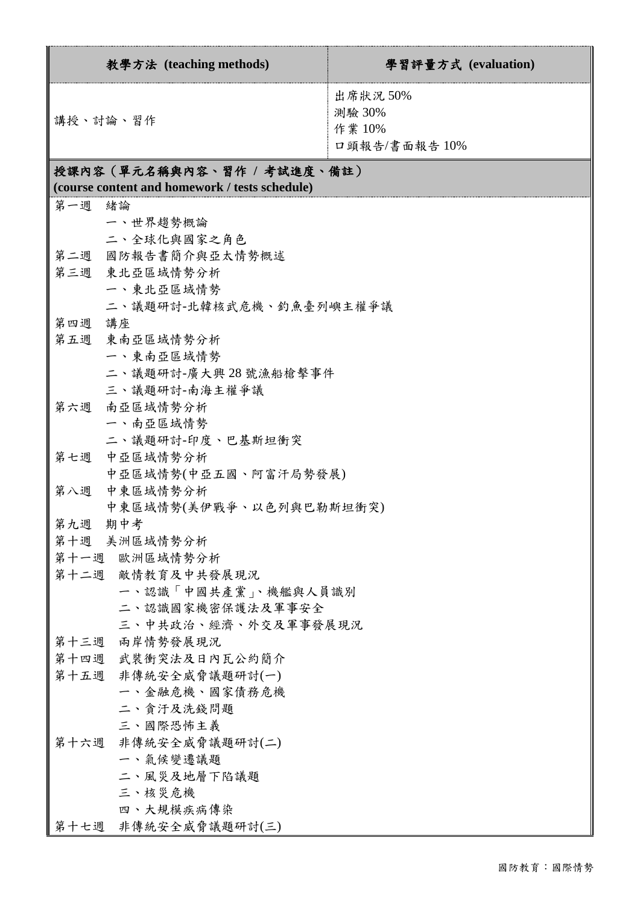| 教學方法 (teaching methods) | 學習評量方式 (evaluation) |
| --- | --- |
| 講授、討論、習作 | 出席狀況 50%<br>測驗 30%<br>作業 10%<br>口頭報告/書面報告 10% |

**授課內容（單元名稱與內容、習作 / 考試進度、備註）**
**(course content and homework / tests schedule)**

第一週　緒論
　　一、世界趨勢概論
　　二、全球化與國家之角色
第二週　國防報告書簡介與亞太情勢概述
第三週　東北亞區域情勢分析
　　一、東北亞區域情勢
　　二、議題研討-北韓核武危機、釣魚臺列嶼主權爭議
第四週　講座
第五週　東南亞區域情勢分析
　　一、東南亞區域情勢
　　二、議題研討-廣大興 28 號漁船槍擊事件
　　三、議題研討-南海主權爭議
第六週　南亞區域情勢分析
　　一、南亞區域情勢
　　二、議題研討-印度、巴基斯坦衝突
第七週　中亞區域情勢分析
　　中亞區域情勢(中亞五國、阿富汗局勢發展)
第八週　中東區域情勢分析
　　中東區域情勢(美伊戰爭、以色列與巴勒斯坦衝突)
第九週　期中考
第十週　美洲區域情勢分析
第十一週　歐洲區域情勢分析
第十二週　敵情教育及中共發展現況
　　一、認識「中國共產黨」、機艦與人員識別
　　二、認識國家機密保護法及軍事安全
　　三、中共政治、經濟、外交及軍事發展現況
第十三週　兩岸情勢發展現況
第十四週　武裝衝突法及日內瓦公約簡介
第十五週　非傳統安全威脅議題研討(一)
　　一、金融危機、國家債務危機
　　二、貪汙及洗錢問題
　　三、國際恐怖主義
第十六週　非傳統安全威脅議題研討(二)
　　一、氣候變遷議題
　　二、風災及地層下陷議題
　　三、核災危機
　　四、大規模疾病傳染
第十七週　非傳統安全威脅議題研討(三)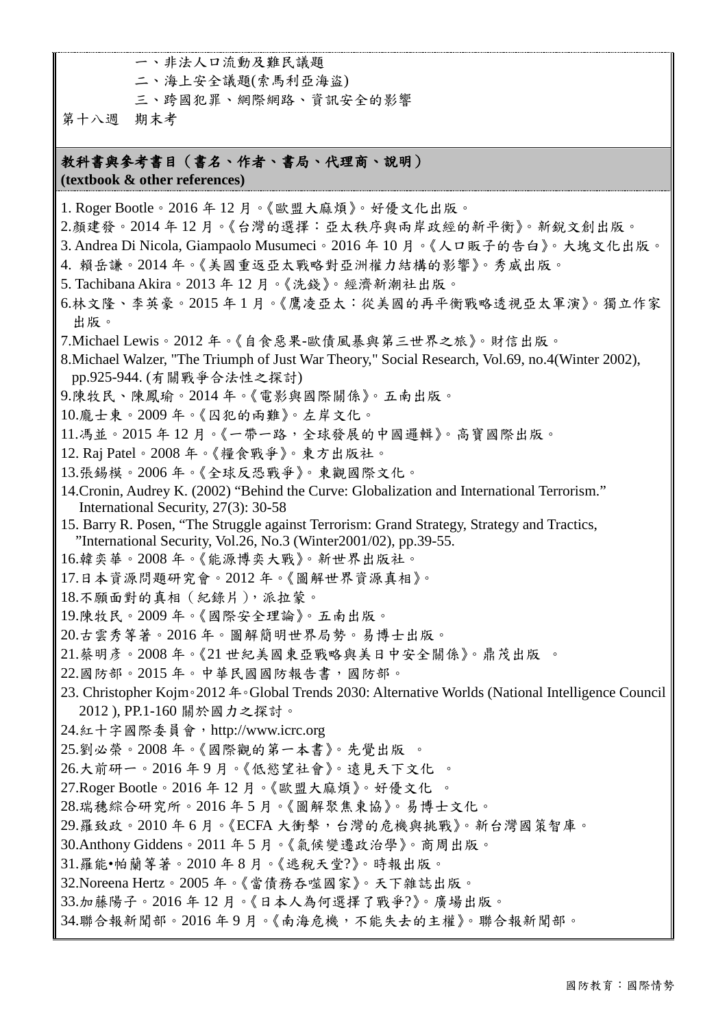一、非法人口流動及難民議題

二、海上安全議題(索馬利亞海盜)

三、跨國犯罪、網際網路、資訊安全的影響

第十八週　期末考

## 教科書與參考書目（書名、作者、書局、代理商、說明）(textbook & other references)

1. Roger Bootle。2016 年 12 月。《歐盟大麻煩》。好優文化出版。
2. 顏建發。2014 年 12 月。《台灣的選擇：亞太秩序與兩岸政經的新平衡》。新銳文創出版。
3. Andrea Di Nicola, Giampaolo Musumeci。2016 年 10 月。《人口販子的告白》。大塊文化出版。
4. 賴岳謙。2014 年。《美國重返亞太戰略對亞洲權力結構的影響》。秀威出版。
5. Tachibana Akira。2013 年 12 月。《洗錢》。經濟新潮社出版。
6. 林文隆、李英豪。2015 年 1 月。《鷹凌亞太：從美國的再平衡戰略透視亞太軍演》。獨立作家出版。
7. Michael Lewis。2012 年。《自食惡果-歐債風暴與第三世界之旅》。財信出版。
8. Michael Walzer, "The Triumph of Just War Theory," Social Research, Vol.69, no.4(Winter 2002), pp.925-944. (有關戰爭合法性之探討)
9. 陳牧民、陳鳳瑜。2014 年。《電影與國際關係》。五南出版。
10. 龐士東。2009 年。《囚犯的兩難》。左岸文化。
11. 馮並。2015 年 12 月。《一帶一路，全球發展的中國邏輯》。高寶國際出版。
12. Raj Patel。2008 年。《糧食戰爭》。東方出版社。
13. 張錫模。2006 年。《全球反恐戰爭》。東觀國際文化。
14. Cronin, Audrey K. (2002) “Behind the Curve: Globalization and International Terrorism.” International Security, 27(3): 30-58
15. Barry R. Posen, “The Struggle against Terrorism: Grand Strategy, Strategy and Tractics, ”International Security, Vol.26, No.3 (Winter2001/02), pp.39-55.
16. 韓奕華。2008 年。《能源博奕大戰》。新世界出版社。
17. 日本資源問題研究會。2012 年。《圖解世界資源真相》。
18. 不願面對的真相（紀錄片），派拉蒙。
19. 陳牧民。2009 年。《國際安全理論》。五南出版。
20. 古雲秀等著。2016 年。圖解簡明世界局勢。易博士出版。
21. 蔡明彥。2008 年。《21 世紀美國東亞戰略與美日中安全關係》。鼎茂出版　。
22. 國防部。2015 年。中華民國國防報告書，國防部。
23. Christopher Kojm。2012 年。Global Trends 2030: Alternative Worlds (National Intelligence Council 2012 ), PP.1-160 關於國力之探討。
24. 紅十字國際委員會，http://www.icrc.org
25. 劉必榮。2008 年。《國際觀的第一本書》。先覺出版　。
26. 大前研一。2016 年 9 月。《低慾望社會》。遠見天下文化　。
27. Roger Bootle。2016 年 12 月。《歐盟大麻煩》。好優文化　。
28. 瑞穗綜合研究所。2016 年 5 月。《圖解聚焦東協》。易博士文化。
29. 羅致政。2010 年 6 月。《ECFA 大衝擊，台灣的危機與挑戰》。新台灣國策智庫。
30. Anthony Giddens。2011 年 5 月。《氣候變遷政治學》。商周出版。
31. 羅能•帕蘭等著。2010 年 8 月。《逃稅天堂?》。時報出版。
32. Noreena Hertz。2005 年。《當債務吞噬國家》。天下雜誌出版。
33. 加藤陽子。2016 年 12 月。《日本人為何選擇了戰爭?》。廣場出版。
34. 聯合報新聞部。2016 年 9 月。《南海危機，不能失去的主權》。聯合報新聞部。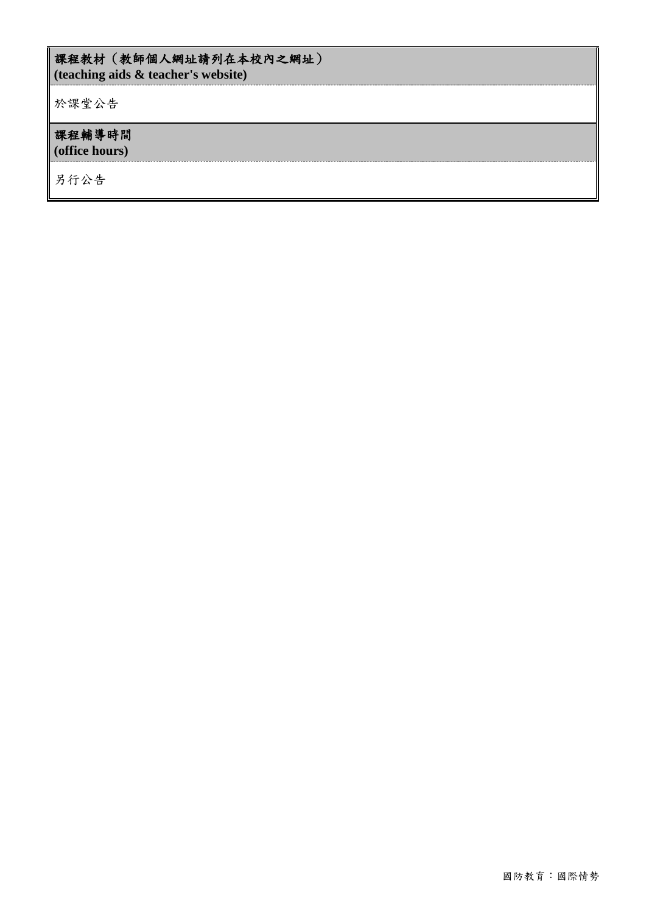| |
|---|
| **課程教材（教師個人網址請列在本校內之網址）**<br>**(teaching aids & teacher's website)** |
| 於課堂公告 |
| **課程輔導時間**<br>**(office hours)** |
| 另行公告 |